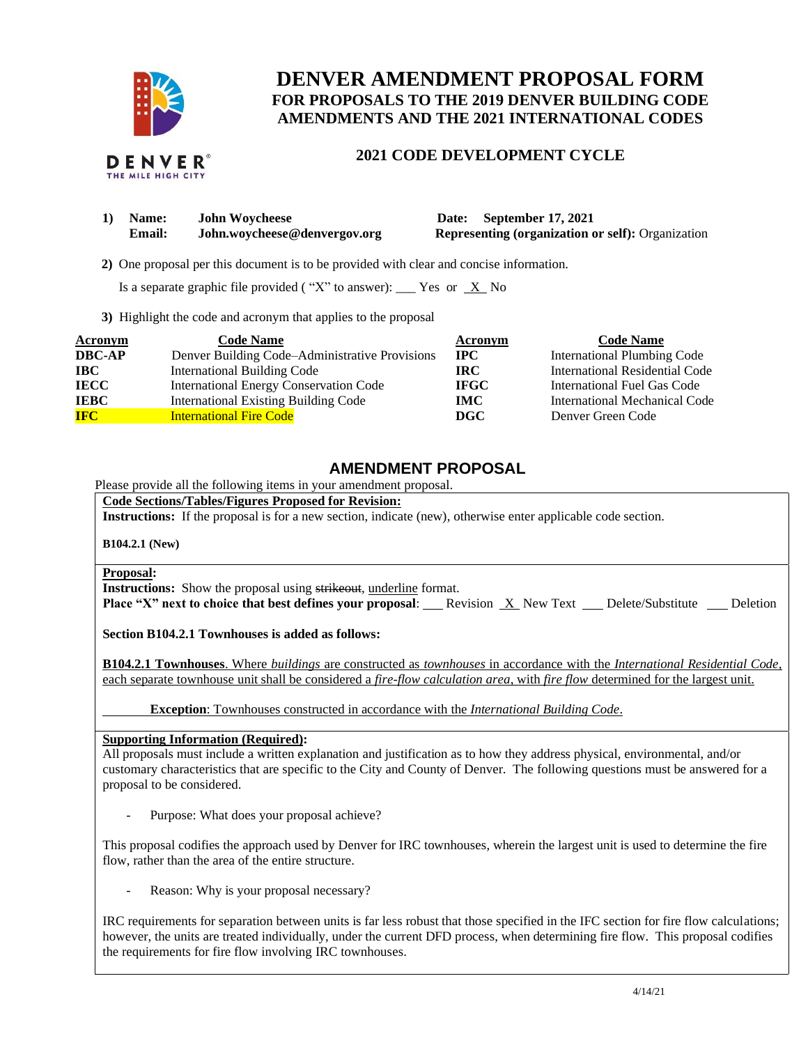# DENVER AMENDMENT PROPOSAL FORM
## FOR PROPOSALS TO THE 2019 DENVER BUILDING CODE AMENDMENTS AND THE 2021 INTERNATIONAL CODES

### 2021 CODE DEVELOPMENT CYCLE

1) **Name:** **John Woycheese** **Date:** **September 17, 2021**
   **Email:** **John.woycheese@denvergov.org** **Representing (organization or self):** Organization

2) One proposal per this document is to be provided with clear and concise information.

   Is a separate graphic file provided ( "X" to answer): ___ Yes or _X_ No

3) Highlight the code and acronym that applies to the proposal

| Acronym | Code Name | Acronym | Code Name |
|---|---|---|---|
| **DBC-AP** | Denver Building Code–Administrative Provisions | **IPC** | International Plumbing Code |
| **IBC** | International Building Code | **IRC** | International Residential Code |
| **IECC** | International Energy Conservation Code | **IFGC** | International Fuel Gas Code |
| **IEBC** | International Existing Building Code | **IMC** | International Mechanical Code |
| **IFC** (highlighted) | International Fire Code (highlighted) | **DGC** | Denver Green Code |

## AMENDMENT PROPOSAL

Please provide all the following items in your amendment proposal.

**Code Sections/Tables/Figures Proposed for Revision:**

**Instructions:** If the proposal is for a new section, indicate (new), otherwise enter applicable code section.

**B104.2.1 (New)**

**Proposal:**

**Instructions:** Show the proposal using ~~strikeout~~, <u>underline</u> format.

**Place "X" next to choice that best defines your proposal**: ___ Revision _X_ New Text ___ Delete/Substitute ___ Deletion

**Section B104.2.1 Townhouses is added as follows:**

<u>**B104.2.1 Townhouses**. Where *buildings* are constructed as *townhouses* in accordance with the *International Residential Code*, each separate townhouse unit shall be considered a *fire-flow calculation area*, with *fire flow* determined for the largest unit.</u>

<u>**Exception**: Townhouses constructed in accordance with the *International Building Code*.</u>

**Supporting Information (Required):**

All proposals must include a written explanation and justification as to how they address physical, environmental, and/or customary characteristics that are specific to the City and County of Denver. The following questions must be answered for a proposal to be considered.

- Purpose: What does your proposal achieve?

This proposal codifies the approach used by Denver for IRC townhouses, wherein the largest unit is used to determine the fire flow, rather than the area of the entire structure.

- Reason: Why is your proposal necessary?

IRC requirements for separation between units is far less robust that those specified in the IFC section for fire flow calculations; however, the units are treated individually, under the current DFD process, when determining fire flow. This proposal codifies the requirements for fire flow involving IRC townhouses.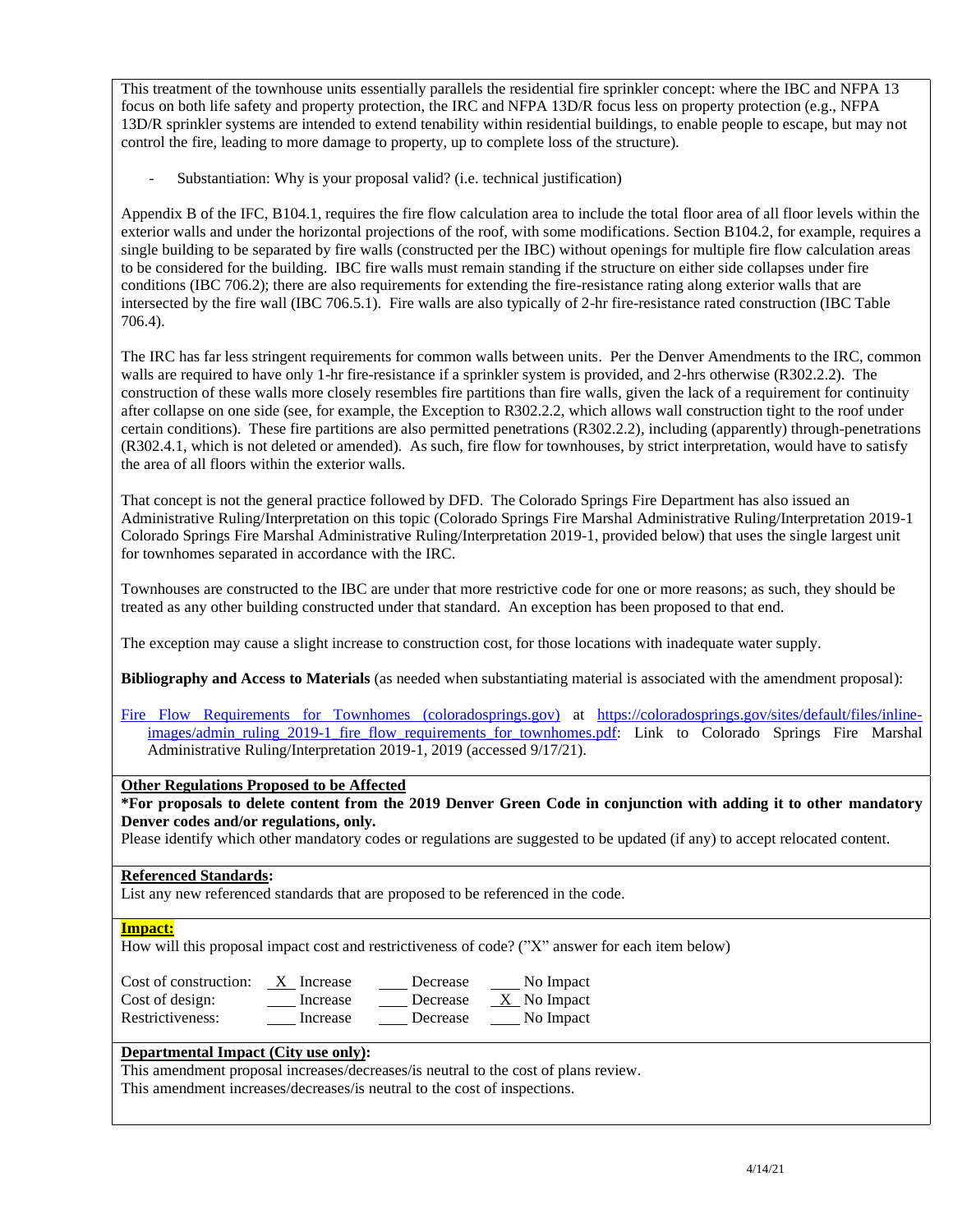This treatment of the townhouse units essentially parallels the residential fire sprinkler concept: where the IBC and NFPA 13 focus on both life safety and property protection, the IRC and NFPA 13D/R focus less on property protection (e.g., NFPA 13D/R sprinkler systems are intended to extend tenability within residential buildings, to enable people to escape, but may not control the fire, leading to more damage to property, up to complete loss of the structure).

- Substantiation: Why is your proposal valid? (i.e. technical justification)

Appendix B of the IFC, B104.1, requires the fire flow calculation area to include the total floor area of all floor levels within the exterior walls and under the horizontal projections of the roof, with some modifications. Section B104.2, for example, requires a single building to be separated by fire walls (constructed per the IBC) without openings for multiple fire flow calculation areas to be considered for the building. IBC fire walls must remain standing if the structure on either side collapses under fire conditions (IBC 706.2); there are also requirements for extending the fire-resistance rating along exterior walls that are intersected by the fire wall (IBC 706.5.1). Fire walls are also typically of 2-hr fire-resistance rated construction (IBC Table 706.4).

The IRC has far less stringent requirements for common walls between units. Per the Denver Amendments to the IRC, common walls are required to have only 1-hr fire-resistance if a sprinkler system is provided, and 2-hrs otherwise (R302.2.2). The construction of these walls more closely resembles fire partitions than fire walls, given the lack of a requirement for continuity after collapse on one side (see, for example, the Exception to R302.2.2, which allows wall construction tight to the roof under certain conditions). These fire partitions are also permitted penetrations (R302.2.2), including (apparently) through-penetrations (R302.4.1, which is not deleted or amended). As such, fire flow for townhouses, by strict interpretation, would have to satisfy the area of all floors within the exterior walls.

That concept is not the general practice followed by DFD. The Colorado Springs Fire Department has also issued an Administrative Ruling/Interpretation on this topic (Colorado Springs Fire Marshal Administrative Ruling/Interpretation 2019-1 Colorado Springs Fire Marshal Administrative Ruling/Interpretation 2019-1, provided below) that uses the single largest unit for townhomes separated in accordance with the IRC.

Townhouses are constructed to the IBC are under that more restrictive code for one or more reasons; as such, they should be treated as any other building constructed under that standard. An exception has been proposed to that end.

The exception may cause a slight increase to construction cost, for those locations with inadequate water supply.

**Bibliography and Access to Materials** (as needed when substantiating material is associated with the amendment proposal):

[Fire Flow Requirements for Townhomes (coloradosprings.gov)](https://coloradosprings.gov/sites/default/files/inline-images/admin_ruling_2019-1_fire_flow_requirements_for_townhomes.pdf) at https://coloradosprings.gov/sites/default/files/inline-images/admin_ruling_2019-1_fire_flow_requirements_for_townhomes.pdf: Link to Colorado Springs Fire Marshal Administrative Ruling/Interpretation 2019-1, 2019 (accessed 9/17/21).

**Other Regulations Proposed to be Affected**

***For proposals to delete content from the 2019 Denver Green Code in conjunction with adding it to other mandatory Denver codes and/or regulations, only.**

Please identify which other mandatory codes or regulations are suggested to be updated (if any) to accept relocated content.

**Referenced Standards:**

List any new referenced standards that are proposed to be referenced in the code.

**Impact:**

How will this proposal impact cost and restrictiveness of code? (”X” answer for each item below)

| | | | |
|---|---|---|---|
| Cost of construction: | X Increase | ___ Decrease | ___ No Impact |
| Cost of design: | ___ Increase | ___ Decrease | X No Impact |
| Restrictiveness: | ___ Increase | ___ Decrease | ___ No Impact |

**Departmental Impact (City use only):**

This amendment proposal increases/decreases/is neutral to the cost of plans review.

This amendment increases/decreases/is neutral to the cost of inspections.